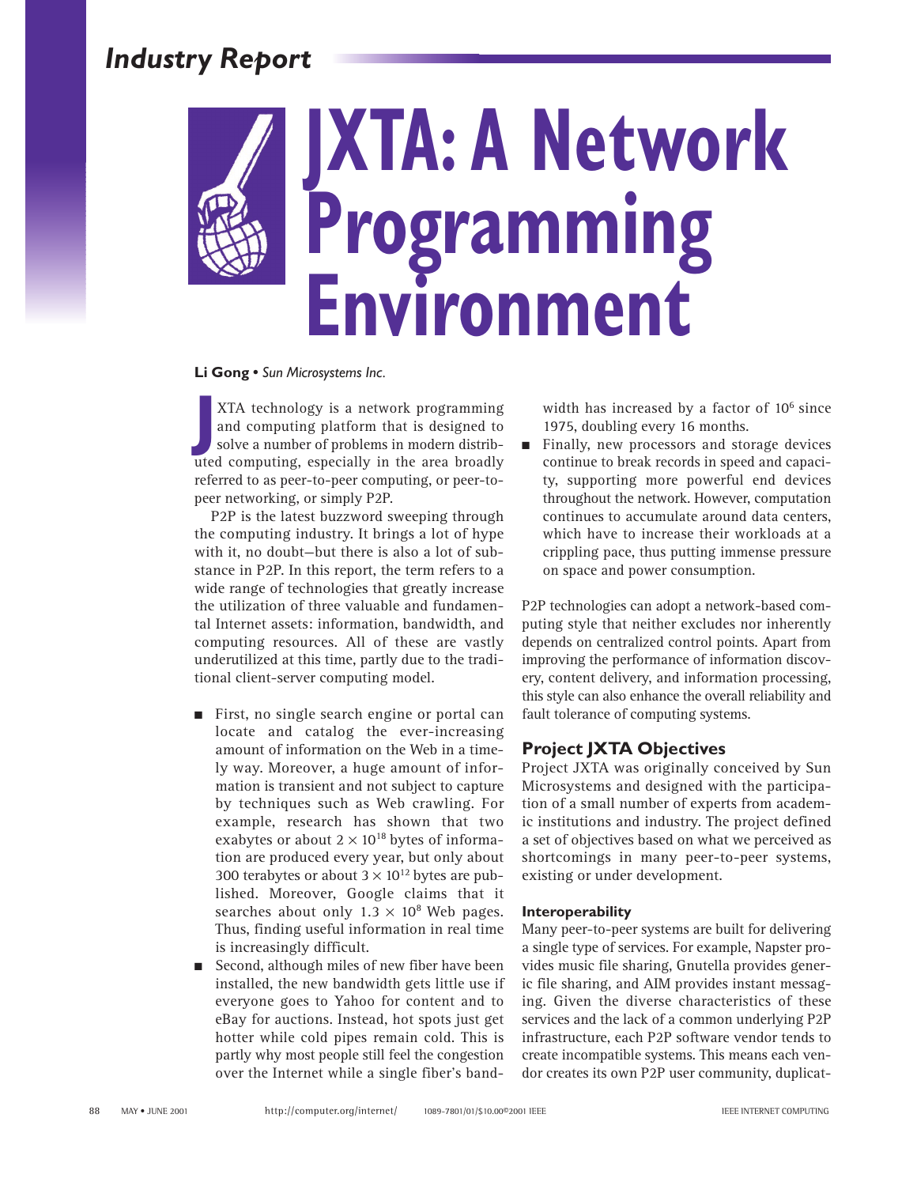# JXTA: A Network Programming Environment

**Li Gong** • *Sun Microsystems Inc.*

JXTA technology is a network programming and computing platform that is designed to solve a number of problems in modern distributed computing, especially in the area broadly referred to as peer-to-peer computing, or peer-to-peer networking, or simply P2P.

P2P is the latest buzzword sweeping through the computing industry. It brings a lot of hype with it, no doubt—but there is also a lot of substance in P2P. In this report, the term refers to a wide range of technologies that greatly increase the utilization of three valuable and fundamental Internet assets: information, bandwidth, and computing resources. All of these are vastly underutilized at this time, partly due to the traditional client-server computing model.

- First, no single search engine or portal can locate and catalog the ever-increasing amount of information on the Web in a timely way. Moreover, a huge amount of information is transient and not subject to capture by techniques such as Web crawling. For example, research has shown that two exabytes or about $2 \times 10^{18}$ bytes of information are produced every year, but only about 300 terabytes or about $3 \times 10^{12}$ bytes are published. Moreover, Google claims that it searches about only $1.3 \times 10^{8}$ Web pages. Thus, finding useful information in real time is increasingly difficult.
- Second, although miles of new fiber have been installed, the new bandwidth gets little use if everyone goes to Yahoo for content and to eBay for auctions. Instead, hot spots just get hotter while cold pipes remain cold. This is partly why most people still feel the congestion over the Internet while a single fiber's bandwidth has increased by a factor of $10^6$ since 1975, doubling every 16 months.
- Finally, new processors and storage devices continue to break records in speed and capacity, supporting more powerful end devices throughout the network. However, computation continues to accumulate around data centers, which have to increase their workloads at a crippling pace, thus putting immense pressure on space and power consumption.

P2P technologies can adopt a network-based computing style that neither excludes nor inherently depends on centralized control points. Apart from improving the performance of information discovery, content delivery, and information processing, this style can also enhance the overall reliability and fault tolerance of computing systems.

## Project JXTA Objectives

Project JXTA was originally conceived by Sun Microsystems and designed with the participation of a small number of experts from academic institutions and industry. The project defined a set of objectives based on what we perceived as shortcomings in many peer-to-peer systems, existing or under development.

### Interoperability

Many peer-to-peer systems are built for delivering a single type of services. For example, Napster provides music file sharing, Gnutella provides generic file sharing, and AIM provides instant messaging. Given the diverse characteristics of these services and the lack of a common underlying P2P infrastructure, each P2P software vendor tends to create incompatible systems. This means each vendor creates its own P2P user community, duplicat-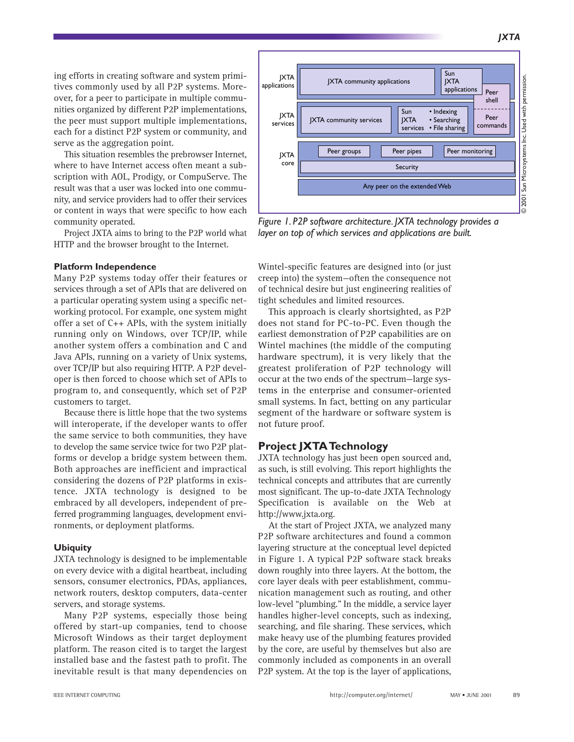ing efforts in creating software and system primitives commonly used by all P2P systems. Moreover, for a peer to participate in multiple communities organized by different P2P implementations, the peer must support multiple implementations, each for a distinct P2P system or community, and serve as the aggregation point.

This situation resembles the prebrowser Internet, where to have Internet access often meant a subscription with AOL, Prodigy, or CompuServe. The result was that a user was locked into one community, and service providers had to offer their services or content in ways that were specific to how each community operated.

Project JXTA aims to bring to the P2P world what HTTP and the browser brought to the Internet.

Figure 1. P2P software architecture. JXTA technology provides a layer on top of which services and applications are built.

#### Platform Independence

Many P2P systems today offer their features or services through a set of APIs that are delivered on a particular operating system using a specific networking protocol. For example, one system might offer a set of C++ APIs, with the system initially running only on Windows, over TCP/IP, while another system offers a combination and C and Java APIs, running on a variety of Unix systems, over TCP/IP but also requiring HTTP. A P2P developer is then forced to choose which set of APIs to program to, and consequently, which set of P2P customers to target.

Because there is little hope that the two systems will interoperate, if the developer wants to offer the same service to both communities, they have to develop the same service twice for two P2P platforms or develop a bridge system between them. Both approaches are inefficient and impractical considering the dozens of P2P platforms in existence. JXTA technology is designed to be embraced by all developers, independent of preferred programming languages, development environments, or deployment platforms.

#### Ubiquity

JXTA technology is designed to be implementable on every device with a digital heartbeat, including sensors, consumer electronics, PDAs, appliances, network routers, desktop computers, data-center servers, and storage systems.

Many P2P systems, especially those being offered by start-up companies, tend to choose Microsoft Windows as their target deployment platform. The reason cited is to target the largest installed base and the fastest path to profit. The inevitable result is that many dependencies on Wintel-specific features are designed into (or just creep into) the system—often the consequence not of technical desire but just engineering realities of tight schedules and limited resources.

This approach is clearly shortsighted, as P2P does not stand for PC-to-PC. Even though the earliest demonstration of P2P capabilities are on Wintel machines (the middle of the computing hardware spectrum), it is very likely that the greatest proliferation of P2P technology will occur at the two ends of the spectrum—large systems in the enterprise and consumer-oriented small systems. In fact, betting on any particular segment of the hardware or software system is not future proof.

## Project JXTA Technology

JXTA technology has just been open sourced and, as such, is still evolving. This report highlights the technical concepts and attributes that are currently most significant. The up-to-date JXTA Technology Specification is available on the Web at http://www.jxta.org.

At the start of Project JXTA, we analyzed many P2P software architectures and found a common layering structure at the conceptual level depicted in Figure 1. A typical P2P software stack breaks down roughly into three layers. At the bottom, the core layer deals with peer establishment, communication management such as routing, and other low-level "plumbing." In the middle, a service layer handles higher-level concepts, such as indexing, searching, and file sharing. These services, which make heavy use of the plumbing features provided by the core, are useful by themselves but also are commonly included as components in an overall P2P system. At the top is the layer of applications,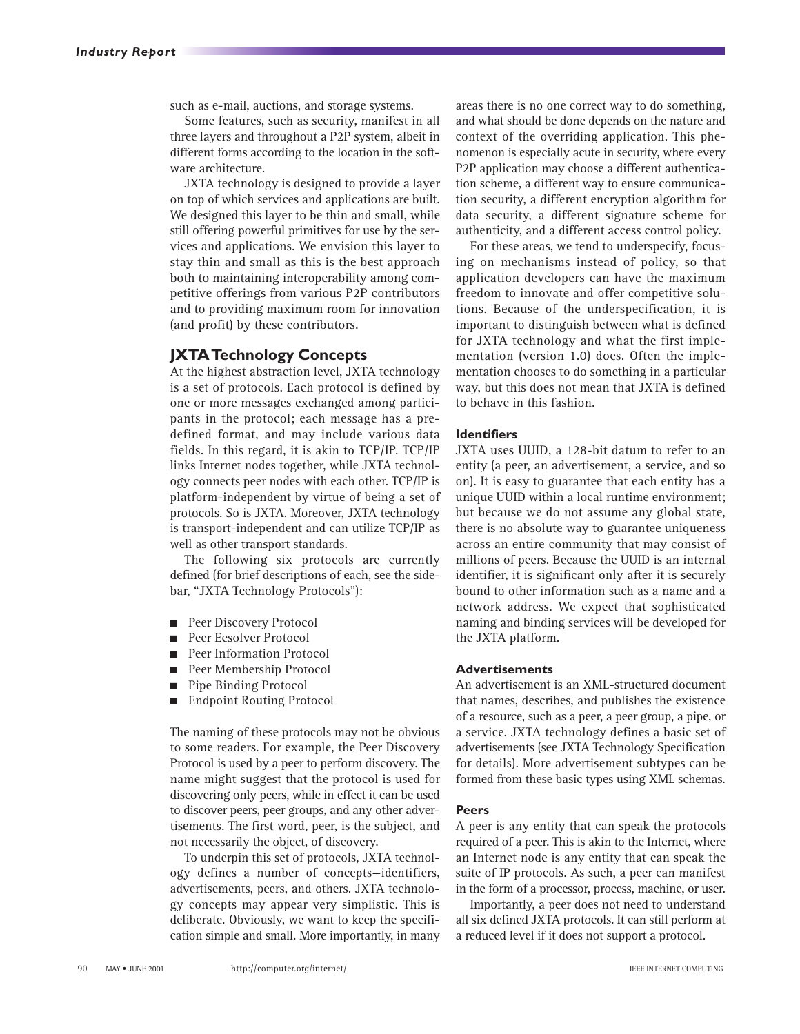such as e-mail, auctions, and storage systems.

Some features, such as security, manifest in all three layers and throughout a P2P system, albeit in different forms according to the location in the software architecture.

JXTA technology is designed to provide a layer on top of which services and applications are built. We designed this layer to be thin and small, while still offering powerful primitives for use by the services and applications. We envision this layer to stay thin and small as this is the best approach both to maintaining interoperability among competitive offerings from various P2P contributors and to providing maximum room for innovation (and profit) by these contributors.

## JXTA Technology Concepts

At the highest abstraction level, JXTA technology is a set of protocols. Each protocol is defined by one or more messages exchanged among participants in the protocol; each message has a predefined format, and may include various data fields. In this regard, it is akin to TCP/IP. TCP/IP links Internet nodes together, while JXTA technology connects peer nodes with each other. TCP/IP is platform-independent by virtue of being a set of protocols. So is JXTA. Moreover, JXTA technology is transport-independent and can utilize TCP/IP as well as other transport standards.

The following six protocols are currently defined (for brief descriptions of each, see the sidebar, "JXTA Technology Protocols"):

- Peer Discovery Protocol
- Peer Eesolver Protocol
- Peer Information Protocol
- Peer Membership Protocol
- Pipe Binding Protocol
- Endpoint Routing Protocol

The naming of these protocols may not be obvious to some readers. For example, the Peer Discovery Protocol is used by a peer to perform discovery. The name might suggest that the protocol is used for discovering only peers, while in effect it can be used to discover peers, peer groups, and any other advertisements. The first word, peer, is the subject, and not necessarily the object, of discovery.

To underpin this set of protocols, JXTA technology defines a number of concepts—identifiers, advertisements, peers, and others. JXTA technology concepts may appear very simplistic. This is deliberate. Obviously, we want to keep the specification simple and small. More importantly, in many areas there is no one correct way to do something, and what should be done depends on the nature and context of the overriding application. This phenomenon is especially acute in security, where every P2P application may choose a different authentication scheme, a different way to ensure communication security, a different encryption algorithm for data security, a different signature scheme for authenticity, and a different access control policy.

For these areas, we tend to underspecify, focusing on mechanisms instead of policy, so that application developers can have the maximum freedom to innovate and offer competitive solutions. Because of the underspecification, it is important to distinguish between what is defined for JXTA technology and what the first implementation (version 1.0) does. Often the implementation chooses to do something in a particular way, but this does not mean that JXTA is defined to behave in this fashion.

### Identifiers

JXTA uses UUID, a 128-bit datum to refer to an entity (a peer, an advertisement, a service, and so on). It is easy to guarantee that each entity has a unique UUID within a local runtime environment; but because we do not assume any global state, there is no absolute way to guarantee uniqueness across an entire community that may consist of millions of peers. Because the UUID is an internal identifier, it is significant only after it is securely bound to other information such as a name and a network address. We expect that sophisticated naming and binding services will be developed for the JXTA platform.

### Advertisements

An advertisement is an XML-structured document that names, describes, and publishes the existence of a resource, such as a peer, a peer group, a pipe, or a service. JXTA technology defines a basic set of advertisements (see JXTA Technology Specification for details). More advertisement subtypes can be formed from these basic types using XML schemas.

### Peers

A peer is any entity that can speak the protocols required of a peer. This is akin to the Internet, where an Internet node is any entity that can speak the suite of IP protocols. As such, a peer can manifest in the form of a processor, process, machine, or user.

Importantly, a peer does not need to understand all six defined JXTA protocols. It can still perform at a reduced level if it does not support a protocol.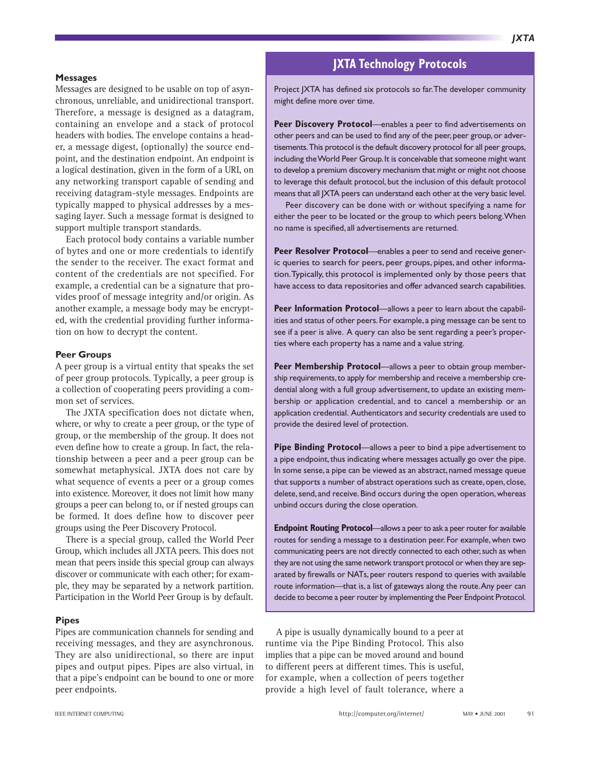### Messages

Messages are designed to be usable on top of asynchronous, unreliable, and unidirectional transport. Therefore, a message is designed as a datagram, containing an envelope and a stack of protocol headers with bodies. The envelope contains a header, a message digest, (optionally) the source endpoint, and the destination endpoint. An endpoint is a logical destination, given in the form of a URI, on any networking transport capable of sending and receiving datagram-style messages. Endpoints are typically mapped to physical addresses by a messaging layer. Such a message format is designed to support multiple transport standards.

Each protocol body contains a variable number of bytes and one or more credentials to identify the sender to the receiver. The exact format and content of the credentials are not specified. For example, a credential can be a signature that provides proof of message integrity and/or origin. As another example, a message body may be encrypted, with the credential providing further information on how to decrypt the content.

### Peer Groups

A peer group is a virtual entity that speaks the set of peer group protocols. Typically, a peer group is a collection of cooperating peers providing a common set of services.

The JXTA specification does not dictate when, where, or why to create a peer group, or the type of group, or the membership of the group. It does not even define how to create a group. In fact, the relationship between a peer and a peer group can be somewhat metaphysical. JXTA does not care by what sequence of events a peer or a group comes into existence. Moreover, it does not limit how many groups a peer can belong to, or if nested groups can be formed. It does define how to discover peer groups using the Peer Discovery Protocol.

There is a special group, called the World Peer Group, which includes all JXTA peers. This does not mean that peers inside this special group can always discover or communicate with each other; for example, they may be separated by a network partition. Participation in the World Peer Group is by default.

### Pipes

Pipes are communication channels for sending and receiving messages, and they are asynchronous. They are also unidirectional, so there are input pipes and output pipes. Pipes are also virtual, in that a pipe's endpoint can be bound to one or more peer endpoints.

A pipe is usually dynamically bound to a peer at runtime via the Pipe Binding Protocol. This also implies that a pipe can be moved around and bound to different peers at different times. This is useful, for example, when a collection of peers together provide a high level of fault tolerance, where a

---

## JXTA Technology Protocols

Project JXTA has defined six protocols so far. The developer community might define more over time.

**Peer Discovery Protocol**—enables a peer to find advertisements on other peers and can be used to find any of the peer, peer group, or advertisements. This protocol is the default discovery protocol for all peer groups, including the World Peer Group. It is conceivable that someone might want to develop a premium discovery mechanism that might or might not choose to leverage this default protocol, but the inclusion of this default protocol means that all JXTA peers can understand each other at the very basic level.

Peer discovery can be done with or without specifying a name for either the peer to be located or the group to which peers belong. When no name is specified, all advertisements are returned.

**Peer Resolver Protocol**—enables a peer to send and receive generic queries to search for peers, peer groups, pipes, and other information. Typically, this protocol is implemented only by those peers that have access to data repositories and offer advanced search capabilities.

**Peer Information Protocol**—allows a peer to learn about the capabilities and status of other peers. For example, a ping message can be sent to see if a peer is alive. A query can also be sent regarding a peer's properties where each property has a name and a value string.

**Peer Membership Protocol**—allows a peer to obtain group membership requirements, to apply for membership and receive a membership credential along with a full group advertisement, to update an existing membership or application credential, and to cancel a membership or an application credential. Authenticators and security credentials are used to provide the desired level of protection.

**Pipe Binding Protocol**—allows a peer to bind a pipe advertisement to a pipe endpoint, thus indicating where messages actually go over the pipe. In some sense, a pipe can be viewed as an abstract, named message queue that supports a number of abstract operations such as create, open, close, delete, send, and receive. Bind occurs during the open operation, whereas unbind occurs during the close operation.

**Endpoint Routing Protocol**—allows a peer to ask a peer router for available routes for sending a message to a destination peer. For example, when two communicating peers are not directly connected to each other, such as when they are not using the same network transport protocol or when they are separated by firewalls or NATs, peer routers respond to queries with available route information—that is, a list of gateways along the route. Any peer can decide to become a peer router by implementing the Peer Endpoint Protocol.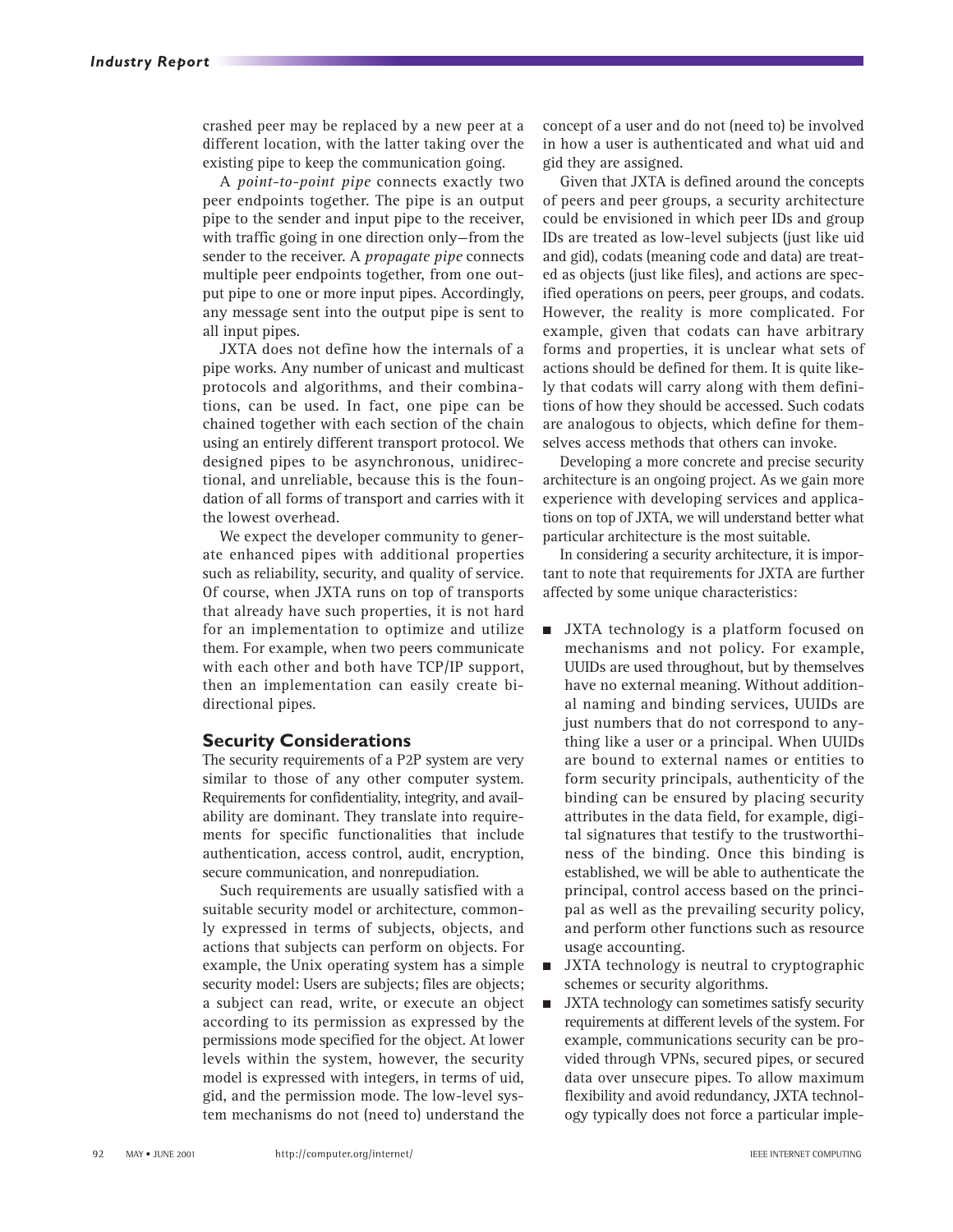crashed peer may be replaced by a new peer at a different location, with the latter taking over the existing pipe to keep the communication going.

A *point-to-point pipe* connects exactly two peer endpoints together. The pipe is an output pipe to the sender and input pipe to the receiver, with traffic going in one direction only—from the sender to the receiver. A *propagate pipe* connects multiple peer endpoints together, from one output pipe to one or more input pipes. Accordingly, any message sent into the output pipe is sent to all input pipes.

JXTA does not define how the internals of a pipe works. Any number of unicast and multicast protocols and algorithms, and their combinations, can be used. In fact, one pipe can be chained together with each section of the chain using an entirely different transport protocol. We designed pipes to be asynchronous, unidirectional, and unreliable, because this is the foundation of all forms of transport and carries with it the lowest overhead.

We expect the developer community to generate enhanced pipes with additional properties such as reliability, security, and quality of service. Of course, when JXTA runs on top of transports that already have such properties, it is not hard for an implementation to optimize and utilize them. For example, when two peers communicate with each other and both have TCP/IP support, then an implementation can easily create bidirectional pipes.

## Security Considerations

The security requirements of a P2P system are very similar to those of any other computer system. Requirements for confidentiality, integrity, and availability are dominant. They translate into requirements for specific functionalities that include authentication, access control, audit, encryption, secure communication, and nonrepudiation.

Such requirements are usually satisfied with a suitable security model or architecture, commonly expressed in terms of subjects, objects, and actions that subjects can perform on objects. For example, the Unix operating system has a simple security model: Users are subjects; files are objects; a subject can read, write, or execute an object according to its permission as expressed by the permissions mode specified for the object. At lower levels within the system, however, the security model is expressed with integers, in terms of uid, gid, and the permission mode. The low-level system mechanisms do not (need to) understand the concept of a user and do not (need to) be involved in how a user is authenticated and what uid and gid they are assigned.

Given that JXTA is defined around the concepts of peers and peer groups, a security architecture could be envisioned in which peer IDs and group IDs are treated as low-level subjects (just like uid and gid), codats (meaning code and data) are treated as objects (just like files), and actions are specified operations on peers, peer groups, and codats. However, the reality is more complicated. For example, given that codats can have arbitrary forms and properties, it is unclear what sets of actions should be defined for them. It is quite likely that codats will carry along with them definitions of how they should be accessed. Such codats are analogous to objects, which define for themselves access methods that others can invoke.

Developing a more concrete and precise security architecture is an ongoing project. As we gain more experience with developing services and applications on top of JXTA, we will understand better what particular architecture is the most suitable.

In considering a security architecture, it is important to note that requirements for JXTA are further affected by some unique characteristics:

- JXTA technology is a platform focused on mechanisms and not policy. For example, UUIDs are used throughout, but by themselves have no external meaning. Without additional naming and binding services, UUIDs are just numbers that do not correspond to anything like a user or a principal. When UUIDs are bound to external names or entities to form security principals, authenticity of the binding can be ensured by placing security attributes in the data field, for example, digital signatures that testify to the trustworthiness of the binding. Once this binding is established, we will be able to authenticate the principal, control access based on the principal as well as the prevailing security policy, and perform other functions such as resource usage accounting.
- JXTA technology is neutral to cryptographic schemes or security algorithms.
- JXTA technology can sometimes satisfy security requirements at different levels of the system. For example, communications security can be provided through VPNs, secured pipes, or secured data over unsecure pipes. To allow maximum flexibility and avoid redundancy, JXTA technology typically does not force a particular imple-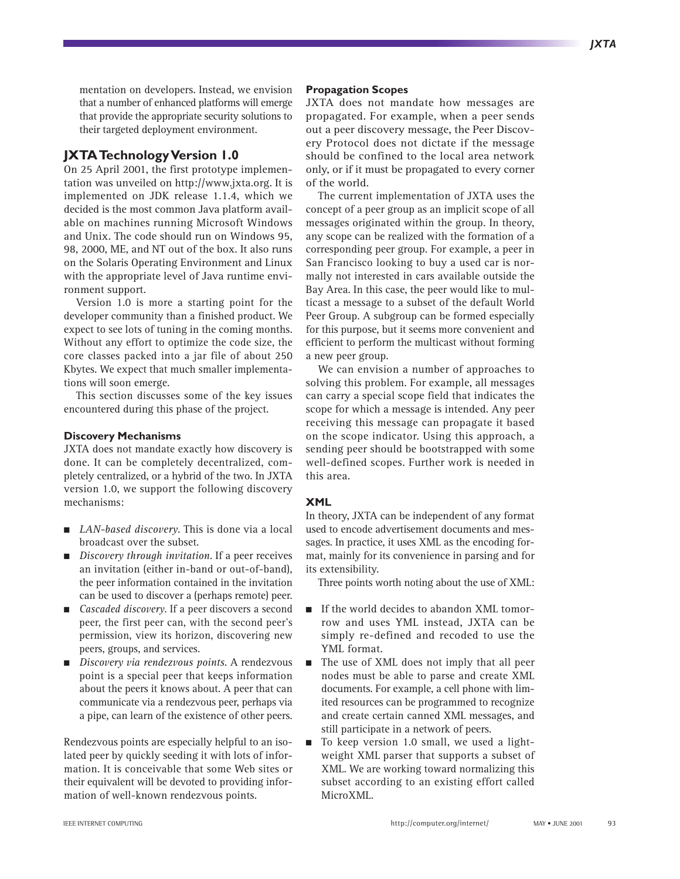mentation on developers. Instead, we envision that a number of enhanced platforms will emerge that provide the appropriate security solutions to their targeted deployment environment.

## JXTA Technology Version 1.0

On 25 April 2001, the first prototype implementation was unveiled on http://www.jxta.org. It is implemented on JDK release 1.1.4, which we decided is the most common Java platform available on machines running Microsoft Windows and Unix. The code should run on Windows 95, 98, 2000, ME, and NT out of the box. It also runs on the Solaris Operating Environment and Linux with the appropriate level of Java runtime environment support.

Version 1.0 is more a starting point for the developer community than a finished product. We expect to see lots of tuning in the coming months. Without any effort to optimize the code size, the core classes packed into a jar file of about 250 Kbytes. We expect that much smaller implementations will soon emerge.

This section discusses some of the key issues encountered during this phase of the project.

### Discovery Mechanisms

JXTA does not mandate exactly how discovery is done. It can be completely decentralized, completely centralized, or a hybrid of the two. In JXTA version 1.0, we support the following discovery mechanisms:

- *LAN-based discovery*. This is done via a local broadcast over the subset.
- *Discovery through invitation*. If a peer receives an invitation (either in-band or out-of-band), the peer information contained in the invitation can be used to discover a (perhaps remote) peer.
- *Cascaded discovery*. If a peer discovers a second peer, the first peer can, with the second peer's permission, view its horizon, discovering new peers, groups, and services.
- *Discovery via rendezvous points*. A rendezvous point is a special peer that keeps information about the peers it knows about. A peer that can communicate via a rendezvous peer, perhaps via a pipe, can learn of the existence of other peers.

Rendezvous points are especially helpful to an isolated peer by quickly seeding it with lots of information. It is conceivable that some Web sites or their equivalent will be devoted to providing information of well-known rendezvous points.

### Propagation Scopes

JXTA does not mandate how messages are propagated. For example, when a peer sends out a peer discovery message, the Peer Discovery Protocol does not dictate if the message should be confined to the local area network only, or if it must be propagated to every corner of the world.

The current implementation of JXTA uses the concept of a peer group as an implicit scope of all messages originated within the group. In theory, any scope can be realized with the formation of a corresponding peer group. For example, a peer in San Francisco looking to buy a used car is normally not interested in cars available outside the Bay Area. In this case, the peer would like to multicast a message to a subset of the default World Peer Group. A subgroup can be formed especially for this purpose, but it seems more convenient and efficient to perform the multicast without forming a new peer group.

We can envision a number of approaches to solving this problem. For example, all messages can carry a special scope field that indicates the scope for which a message is intended. Any peer receiving this message can propagate it based on the scope indicator. Using this approach, a sending peer should be bootstrapped with some well-defined scopes. Further work is needed in this area.

### XML

In theory, JXTA can be independent of any format used to encode advertisement documents and messages. In practice, it uses XML as the encoding format, mainly for its convenience in parsing and for its extensibility.

Three points worth noting about the use of XML:

- If the world decides to abandon XML tomorrow and uses YML instead, JXTA can be simply re-defined and recoded to use the YML format.
- The use of XML does not imply that all peer nodes must be able to parse and create XML documents. For example, a cell phone with limited resources can be programmed to recognize and create certain canned XML messages, and still participate in a network of peers.
- To keep version 1.0 small, we used a lightweight XML parser that supports a subset of XML. We are working toward normalizing this subset according to an existing effort called MicroXML.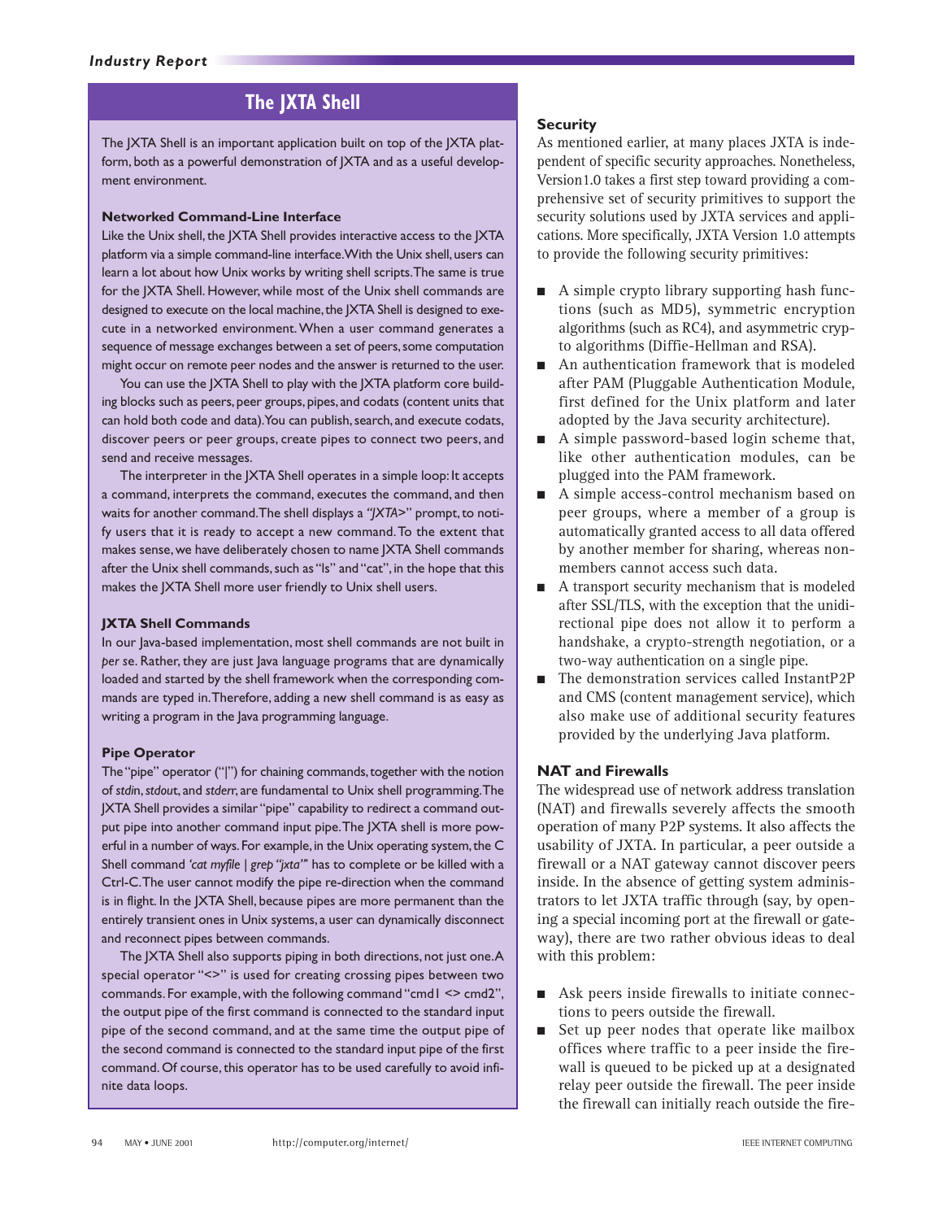## The JXTA Shell

The JXTA Shell is an important application built on top of the JXTA platform, both as a powerful demonstration of JXTA and as a useful development environment.

### Networked Command-Line Interface

Like the Unix shell, the JXTA Shell provides interactive access to the JXTA platform via a simple command-line interface. With the Unix shell, users can learn a lot about how Unix works by writing shell scripts. The same is true for the JXTA Shell. However, while most of the Unix shell commands are designed to execute on the local machine, the JXTA Shell is designed to execute in a networked environment. When a user command generates a sequence of message exchanges between a set of peers, some computation might occur on remote peer nodes and the answer is returned to the user.

You can use the JXTA Shell to play with the JXTA platform core building blocks such as peers, peer groups, pipes, and codats (content units that can hold both code and data). You can publish, search, and execute codats, discover peers or peer groups, create pipes to connect two peers, and send and receive messages.

The interpreter in the JXTA Shell operates in a simple loop: It accepts a command, interprets the command, executes the command, and then waits for another command. The shell displays a *"JXTA>"* prompt, to notify users that it is ready to accept a new command. To the extent that makes sense, we have deliberately chosen to name JXTA Shell commands after the Unix shell commands, such as "ls" and "cat", in the hope that this makes the JXTA Shell more user friendly to Unix shell users.

### JXTA Shell Commands

In our Java-based implementation, most shell commands are not built in *per se*. Rather, they are just Java language programs that are dynamically loaded and started by the shell framework when the corresponding commands are typed in. Therefore, adding a new shell command is as easy as writing a program in the Java programming language.

### Pipe Operator

The "pipe" operator ("|") for chaining commands, together with the notion of *stdin*, *stdout*, and *stderr*, are fundamental to Unix shell programming. The JXTA Shell provides a similar "pipe" capability to redirect a command output pipe into another command input pipe. The JXTA shell is more powerful in a number of ways. For example, in the Unix operating system, the C Shell command *'cat myfile | grep "jxta"'* has to complete or be killed with a Ctrl-C. The user cannot modify the pipe re-direction when the command is in flight. In the JXTA Shell, because pipes are more permanent than the entirely transient ones in Unix systems, a user can dynamically disconnect and reconnect pipes between commands.

The JXTA Shell also supports piping in both directions, not just one. A special operator "<>" is used for creating crossing pipes between two commands. For example, with the following command "cmd1 <> cmd2", the output pipe of the first command is connected to the standard input pipe of the second command, and at the same time the output pipe of the second command is connected to the standard input pipe of the first command. Of course, this operator has to be used carefully to avoid infinite data loops.

### Security

As mentioned earlier, at many places JXTA is independent of specific security approaches. Nonetheless, Version1.0 takes a first step toward providing a comprehensive set of security primitives to support the security solutions used by JXTA services and applications. More specifically, JXTA Version 1.0 attempts to provide the following security primitives:

- A simple crypto library supporting hash functions (such as MD5), symmetric encryption algorithms (such as RC4), and asymmetric crypto algorithms (Diffie-Hellman and RSA).
- An authentication framework that is modeled after PAM (Pluggable Authentication Module, first defined for the Unix platform and later adopted by the Java security architecture).
- A simple password-based login scheme that, like other authentication modules, can be plugged into the PAM framework.
- A simple access-control mechanism based on peer groups, where a member of a group is automatically granted access to all data offered by another member for sharing, whereas nonmembers cannot access such data.
- A transport security mechanism that is modeled after SSL/TLS, with the exception that the unidirectional pipe does not allow it to perform a handshake, a crypto-strength negotiation, or a two-way authentication on a single pipe.
- The demonstration services called InstantP2P and CMS (content management service), which also make use of additional security features provided by the underlying Java platform.

### NAT and Firewalls

The widespread use of network address translation (NAT) and firewalls severely affects the smooth operation of many P2P systems. It also affects the usability of JXTA. In particular, a peer outside a firewall or a NAT gateway cannot discover peers inside. In the absence of getting system administrators to let JXTA traffic through (say, by opening a special incoming port at the firewall or gateway), there are two rather obvious ideas to deal with this problem:

- Ask peers inside firewalls to initiate connections to peers outside the firewall.
- Set up peer nodes that operate like mailbox offices where traffic to a peer inside the firewall is queued to be picked up at a designated relay peer outside the firewall. The peer inside the firewall can initially reach outside the fire-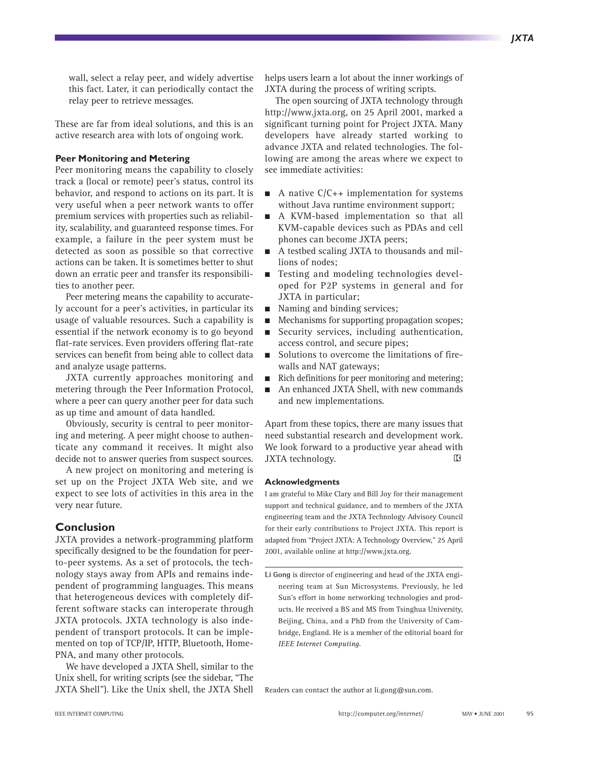wall, select a relay peer, and widely advertise this fact. Later, it can periodically contact the relay peer to retrieve messages.

These are far from ideal solutions, and this is an active research area with lots of ongoing work.

### Peer Monitoring and Metering

Peer monitoring means the capability to closely track a (local or remote) peer's status, control its behavior, and respond to actions on its part. It is very useful when a peer network wants to offer premium services with properties such as reliability, scalability, and guaranteed response times. For example, a failure in the peer system must be detected as soon as possible so that corrective actions can be taken. It is sometimes better to shut down an erratic peer and transfer its responsibilities to another peer.

Peer metering means the capability to accurately account for a peer's activities, in particular its usage of valuable resources. Such a capability is essential if the network economy is to go beyond flat-rate services. Even providers offering flat-rate services can benefit from being able to collect data and analyze usage patterns.

JXTA currently approaches monitoring and metering through the Peer Information Protocol, where a peer can query another peer for data such as up time and amount of data handled.

Obviously, security is central to peer monitoring and metering. A peer might choose to authenticate any command it receives. It might also decide not to answer queries from suspect sources.

A new project on monitoring and metering is set up on the Project JXTA Web site, and we expect to see lots of activities in this area in the very near future.

## Conclusion

JXTA provides a network-programming platform specifically designed to be the foundation for peer-to-peer systems. As a set of protocols, the technology stays away from APIs and remains independent of programming languages. This means that heterogeneous devices with completely different software stacks can interoperate through JXTA protocols. JXTA technology is also independent of transport protocols. It can be implemented on top of TCP/IP, HTTP, Bluetooth, HomePNA, and many other protocols.

We have developed a JXTA Shell, similar to the Unix shell, for writing scripts (see the sidebar, "The JXTA Shell"). Like the Unix shell, the JXTA Shell helps users learn a lot about the inner workings of JXTA during the process of writing scripts.

The open sourcing of JXTA technology through http://www.jxta.org, on 25 April 2001, marked a significant turning point for Project JXTA. Many developers have already started working to advance JXTA and related technologies. The following are among the areas where we expect to see immediate activities:

- A native C/C++ implementation for systems without Java runtime environment support;
- A KVM-based implementation so that all KVM-capable devices such as PDAs and cell phones can become JXTA peers;
- A testbed scaling JXTA to thousands and millions of nodes;
- Testing and modeling technologies developed for P2P systems in general and for JXTA in particular;
- Naming and binding services;
- Mechanisms for supporting propagation scopes;
- Security services, including authentication, access control, and secure pipes;
- Solutions to overcome the limitations of firewalls and NAT gateways;
- Rich definitions for peer monitoring and metering;
- An enhanced JXTA Shell, with new commands and new implementations.

Apart from these topics, there are many issues that need substantial research and development work. We look forward to a productive year ahead with JXTA technology.

### Acknowledgments

I am grateful to Mike Clary and Bill Joy for their management support and technical guidance, and to members of the JXTA engineering team and the JXTA Technology Advisory Council for their early contributions to Project JXTA. This report is adapted from "Project JXTA: A Technology Overview," 25 April 2001, available online at http://www.jxta.org.

---

**Li Gong** is director of engineering and head of the JXTA engineering team at Sun Microsystems. Previously, he led Sun's effort in home networking technologies and products. He received a BS and MS from Tsinghua University, Beijing, China, and a PhD from the University of Cambridge, England. He is a member of the editorial board for *IEEE Internet Computing*.

Readers can contact the author at li.gong@sun.com.